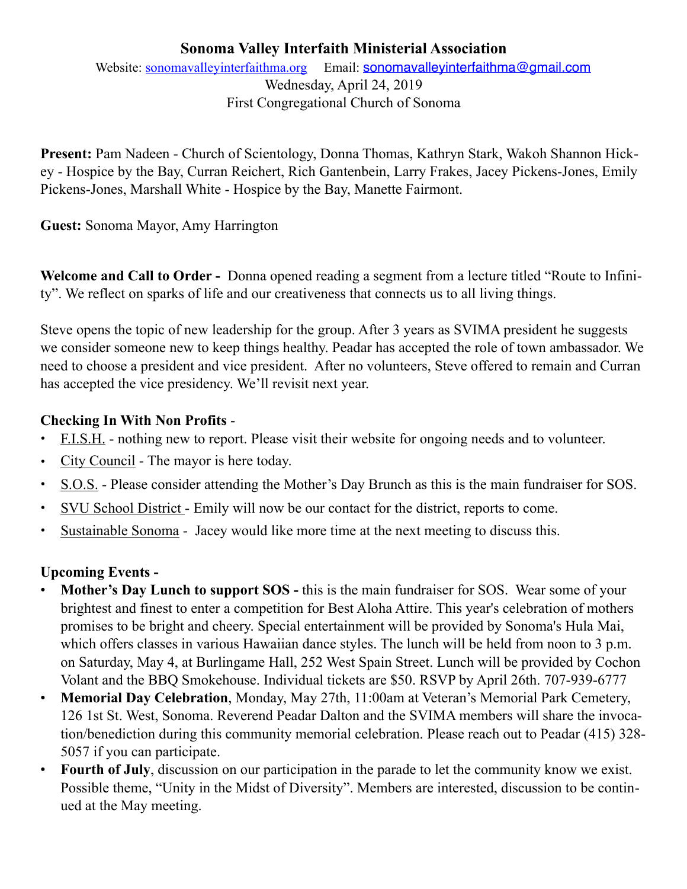# Sonoma Valley Interfaith Ministerial Association

Website: sonomavalleyinterfaithma.org  Email: sonomavalleyinterfaithma@gmail.com

Wednesday, April 24, 2019

First Congregational Church of Sonoma

**Present:** Pam Nadeen - Church of Scientology, Donna Thomas, Kathryn Stark, Wakoh Shannon Hickey - Hospice by the Bay, Curran Reichert, Rich Gantenbein, Larry Frakes, Jacey Pickens-Jones, Emily Pickens-Jones, Marshall White - Hospice by the Bay, Manette Fairmont.

**Guest:** Sonoma Mayor, Amy Harrington

**Welcome and Call to Order -** Donna opened reading a segment from a lecture titled "Route to Infinity". We reflect on sparks of life and our creativeness that connects us to all living things.

Steve opens the topic of new leadership for the group. After 3 years as SVIMA president he suggests we consider someone new to keep things healthy. Peadar has accepted the role of town ambassador. We need to choose a president and vice president. After no volunteers, Steve offered to remain and Curran has accepted the vice presidency. We'll revisit next year.

**Checking In With Non Profits** -

- F.I.S.H. - nothing new to report. Please visit their website for ongoing needs and to volunteer.
- City Council - The mayor is here today.
- S.O.S. - Please consider attending the Mother's Day Brunch as this is the main fundraiser for SOS.
- SVU School District - Emily will now be our contact for the district, reports to come.
- Sustainable Sonoma - Jacey would like more time at the next meeting to discuss this.

**Upcoming Events -**

- **Mother's Day Lunch to support SOS -** this is the main fundraiser for SOS. Wear some of your brightest and finest to enter a competition for Best Aloha Attire. This year's celebration of mothers promises to be bright and cheery. Special entertainment will be provided by Sonoma's Hula Mai, which offers classes in various Hawaiian dance styles. The lunch will be held from noon to 3 p.m. on Saturday, May 4, at Burlingame Hall, 252 West Spain Street. Lunch will be provided by Cochon Volant and the BBQ Smokehouse. Individual tickets are $50. RSVP by April 26th. 707-939-6777
- **Memorial Day Celebration**, Monday, May 27th, 11:00am at Veteran's Memorial Park Cemetery, 126 1st St. West, Sonoma. Reverend Peadar Dalton and the SVIMA members will share the invocation/benediction during this community memorial celebration. Please reach out to Peadar (415) 328-5057 if you can participate.
- **Fourth of July**, discussion on our participation in the parade to let the community know we exist. Possible theme, "Unity in the Midst of Diversity". Members are interested, discussion to be continued at the May meeting.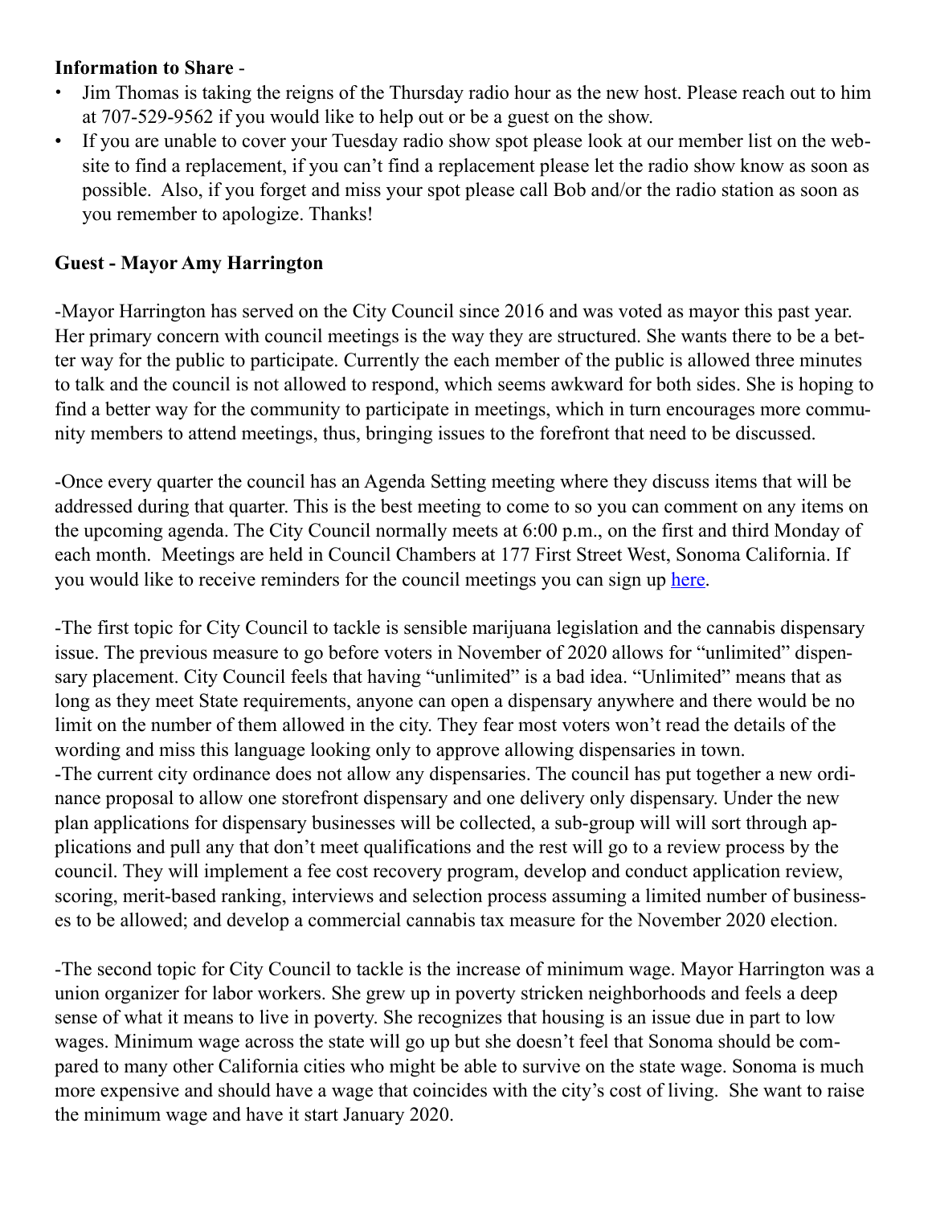**Information to Share** -

- Jim Thomas is taking the reigns of the Thursday radio hour as the new host. Please reach out to him at 707-529-9562 if you would like to help out or be a guest on the show.
- If you are unable to cover your Tuesday radio show spot please look at our member list on the website to find a replacement, if you can't find a replacement please let the radio show know as soon as possible. Also, if you forget and miss your spot please call Bob and/or the radio station as soon as you remember to apologize. Thanks!

**Guest - Mayor Amy Harrington**

-Mayor Harrington has served on the City Council since 2016 and was voted as mayor this past year. Her primary concern with council meetings is the way they are structured. She wants there to be a better way for the public to participate. Currently the each member of the public is allowed three minutes to talk and the council is not allowed to respond, which seems awkward for both sides. She is hoping to find a better way for the community to participate in meetings, which in turn encourages more community members to attend meetings, thus, bringing issues to the forefront that need to be discussed.

-Once every quarter the council has an Agenda Setting meeting where they discuss items that will be addressed during that quarter. This is the best meeting to come to so you can comment on any items on the upcoming agenda. The City Council normally meets at 6:00 p.m., on the first and third Monday of each month. Meetings are held in Council Chambers at 177 First Street West, Sonoma California. If you would like to receive reminders for the council meetings you can sign up here.

-The first topic for City Council to tackle is sensible marijuana legislation and the cannabis dispensary issue. The previous measure to go before voters in November of 2020 allows for "unlimited" dispensary placement. City Council feels that having "unlimited" is a bad idea. "Unlimited" means that as long as they meet State requirements, anyone can open a dispensary anywhere and there would be no limit on the number of them allowed in the city. They fear most voters won't read the details of the wording and miss this language looking only to approve allowing dispensaries in town.
-The current city ordinance does not allow any dispensaries. The council has put together a new ordinance proposal to allow one storefront dispensary and one delivery only dispensary. Under the new plan applications for dispensary businesses will be collected, a sub-group will will sort through applications and pull any that don't meet qualifications and the rest will go to a review process by the council. They will implement a fee cost recovery program, develop and conduct application review, scoring, merit-based ranking, interviews and selection process assuming a limited number of businesses to be allowed; and develop a commercial cannabis tax measure for the November 2020 election.

-The second topic for City Council to tackle is the increase of minimum wage. Mayor Harrington was a union organizer for labor workers. She grew up in poverty stricken neighborhoods and feels a deep sense of what it means to live in poverty. She recognizes that housing is an issue due in part to low wages. Minimum wage across the state will go up but she doesn't feel that Sonoma should be compared to many other California cities who might be able to survive on the state wage. Sonoma is much more expensive and should have a wage that coincides with the city's cost of living. She want to raise the minimum wage and have it start January 2020.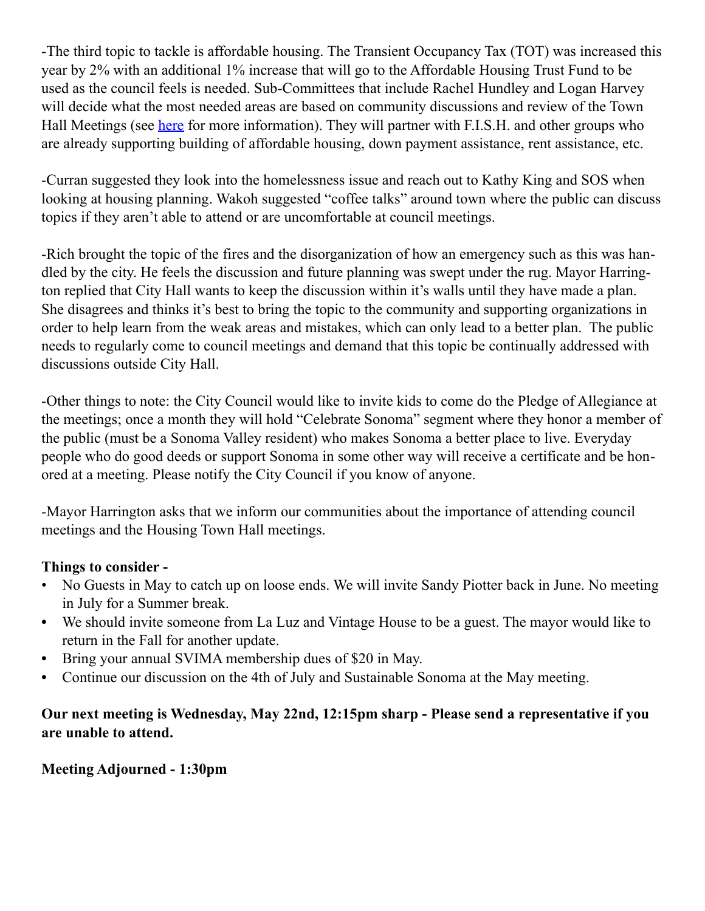-The third topic to tackle is affordable housing. The Transient Occupancy Tax (TOT) was increased this year by 2% with an additional 1% increase that will go to the Affordable Housing Trust Fund to be used as the council feels is needed. Sub-Committees that include Rachel Hundley and Logan Harvey will decide what the most needed areas are based on community discussions and review of the Town Hall Meetings (see here for more information). They will partner with F.I.S.H. and other groups who are already supporting building of affordable housing, down payment assistance, rent assistance, etc.

-Curran suggested they look into the homelessness issue and reach out to Kathy King and SOS when looking at housing planning. Wakoh suggested "coffee talks" around town where the public can discuss topics if they aren't able to attend or are uncomfortable at council meetings.

-Rich brought the topic of the fires and the disorganization of how an emergency such as this was handled by the city. He feels the discussion and future planning was swept under the rug. Mayor Harrington replied that City Hall wants to keep the discussion within it's walls until they have made a plan. She disagrees and thinks it's best to bring the topic to the community and supporting organizations in order to help learn from the weak areas and mistakes, which can only lead to a better plan. The public needs to regularly come to council meetings and demand that this topic be continually addressed with discussions outside City Hall.

-Other things to note: the City Council would like to invite kids to come do the Pledge of Allegiance at the meetings; once a month they will hold "Celebrate Sonoma" segment where they honor a member of the public (must be a Sonoma Valley resident) who makes Sonoma a better place to live. Everyday people who do good deeds or support Sonoma in some other way will receive a certificate and be honored at a meeting. Please notify the City Council if you know of anyone.

-Mayor Harrington asks that we inform our communities about the importance of attending council meetings and the Housing Town Hall meetings.

**Things to consider -**

- No Guests in May to catch up on loose ends. We will invite Sandy Piotter back in June. No meeting in July for a Summer break.
- We should invite someone from La Luz and Vintage House to be a guest. The mayor would like to return in the Fall for another update.
- Bring your annual SVIMA membership dues of $20 in May.
- Continue our discussion on the 4th of July and Sustainable Sonoma at the May meeting.

**Our next meeting is Wednesday, May 22nd, 12:15pm sharp - Please send a representative if you are unable to attend.**

**Meeting Adjourned - 1:30pm**